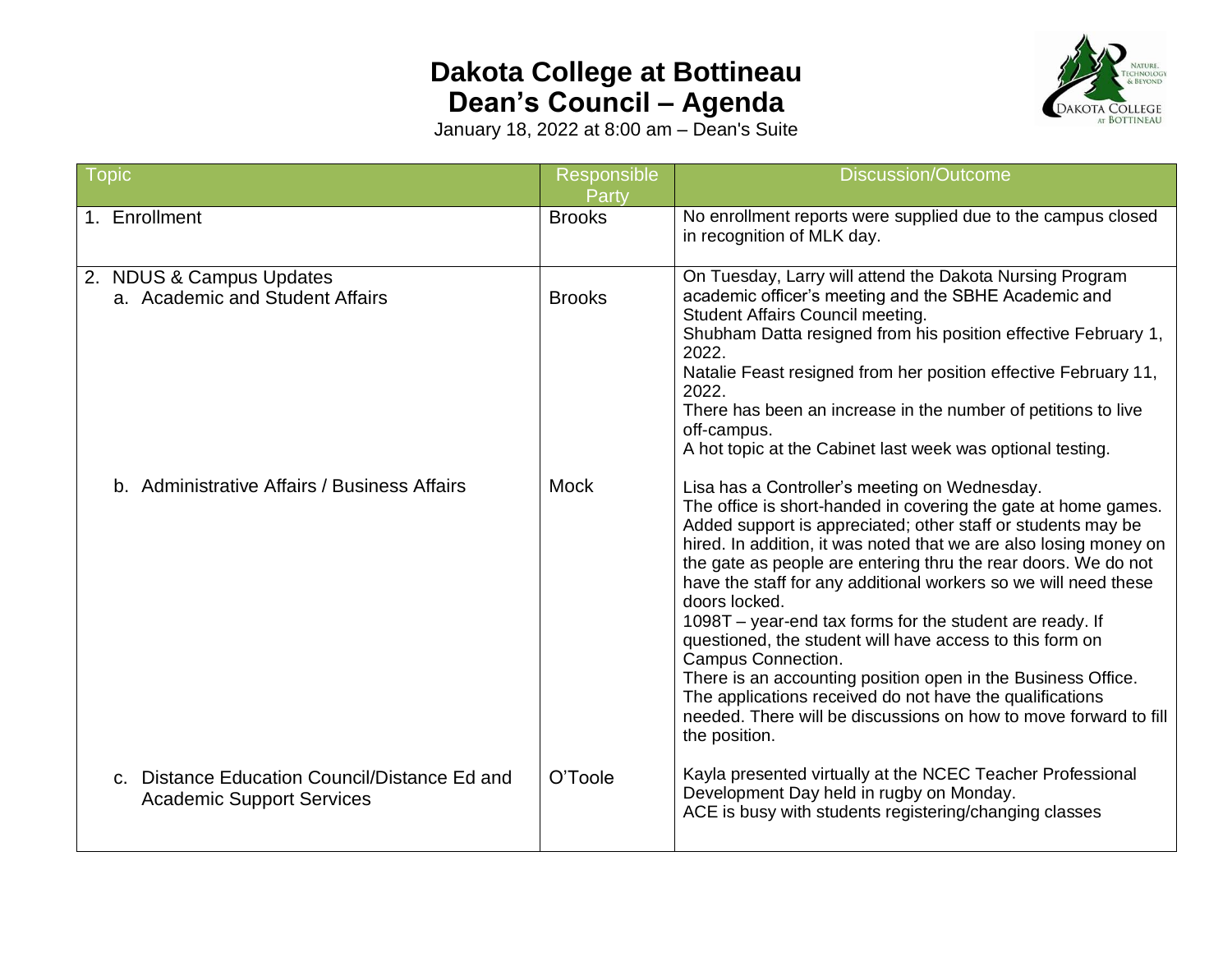# Dakota College at Bottineau
# Dean's Council – Agenda

January 18, 2022 at 8:00 am – Dean's Suite

| Topic | Responsible Party | Discussion/Outcome |
|---|---|---|
| 1. Enrollment | Brooks | No enrollment reports were supplied due to the campus closed in recognition of MLK day. |
| 2. NDUS & Campus Updates<br>a. Academic and Student Affairs | Brooks | On Tuesday, Larry will attend the Dakota Nursing Program academic officer's meeting and the SBHE Academic and Student Affairs Council meeting.<br>Shubham Datta resigned from his position effective February 1, 2022.<br>Natalie Feast resigned from her position effective February 11, 2022.<br>There has been an increase in the number of petitions to live off-campus.<br>A hot topic at the Cabinet last week was optional testing. |
| b. Administrative Affairs / Business Affairs | Mock | Lisa has a Controller's meeting on Wednesday.<br>The office is short-handed in covering the gate at home games. Added support is appreciated; other staff or students may be hired. In addition, it was noted that we are also losing money on the gate as people are entering thru the rear doors. We do not have the staff for any additional workers so we will need these doors locked.<br>1098T – year-end tax forms for the student are ready. If questioned, the student will have access to this form on Campus Connection.<br>There is an accounting position open in the Business Office. The applications received do not have the qualifications needed. There will be discussions on how to move forward to fill the position. |
| c. Distance Education Council/Distance Ed and Academic Support Services | O'Toole | Kayla presented virtually at the NCEC Teacher Professional Development Day held in rugby on Monday.<br>ACE is busy with students registering/changing classes |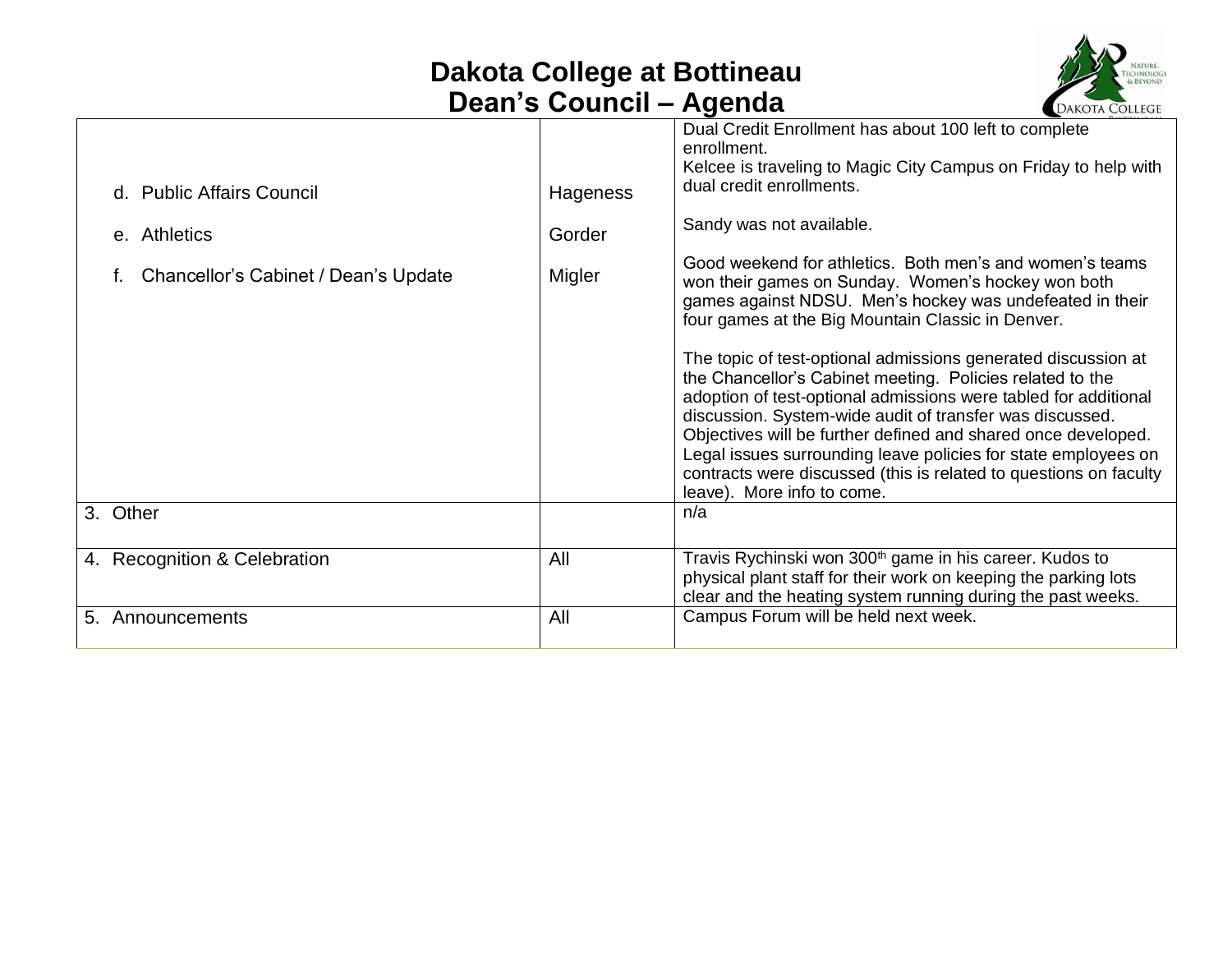# Dakota College at Bottineau
# Dean's Council – Agenda

| | | |
|---|---|---|
| d. Public Affairs Council<br><br>e. Athletics<br><br>f. Chancellor's Cabinet / Dean's Update | Hageness<br><br>Gorder<br><br>Migler | Dual Credit Enrollment has about 100 left to complete enrollment.<br>Kelcee is traveling to Magic City Campus on Friday to help with dual credit enrollments.<br><br>Sandy was not available.<br><br>Good weekend for athletics. Both men's and women's teams won their games on Sunday. Women's hockey won both games against NDSU. Men's hockey was undefeated in their four games at the Big Mountain Classic in Denver.<br><br>The topic of test-optional admissions generated discussion at the Chancellor's Cabinet meeting. Policies related to the adoption of test-optional admissions were tabled for additional discussion. System-wide audit of transfer was discussed. Objectives will be further defined and shared once developed. Legal issues surrounding leave policies for state employees on contracts were discussed (this is related to questions on faculty leave). More info to come. |
| 3. Other | | n/a |
| 4. Recognition & Celebration | All | Travis Rychinski won 300th game in his career. Kudos to physical plant staff for their work on keeping the parking lots clear and the heating system running during the past weeks. |
| 5. Announcements | All | Campus Forum will be held next week. |